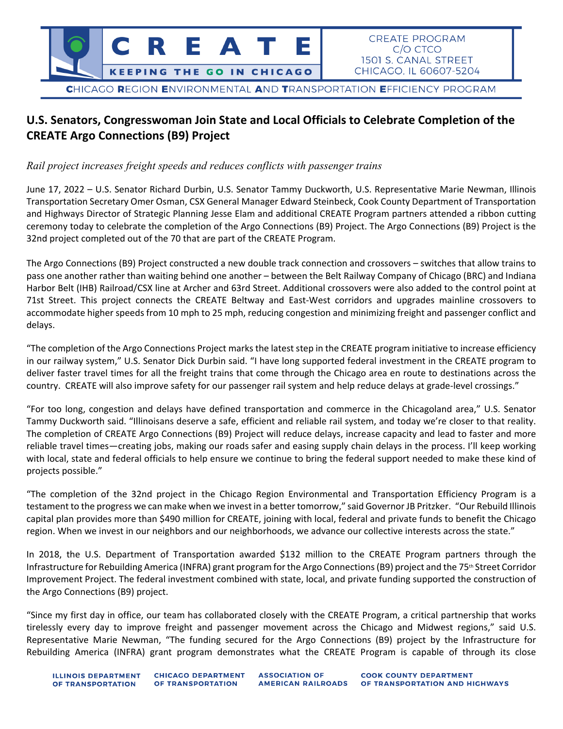CREATE

KEEPING THE GO IN CHICAGO

CREATE PROGRAM
C/O CTCO
1501 S. CANAL STREET
CHICAGO, IL 60607-5204

CHICAGO REGION ENVIRONMENTAL AND TRANSPORTATION EFFICIENCY PROGRAM

# U.S. Senators, Congresswoman Join State and Local Officials to Celebrate Completion of the CREATE Argo Connections (B9) Project

*Rail project increases freight speeds and reduces conflicts with passenger trains*

June 17, 2022 – U.S. Senator Richard Durbin, U.S. Senator Tammy Duckworth, U.S. Representative Marie Newman, Illinois Transportation Secretary Omer Osman, CSX General Manager Edward Steinbeck, Cook County Department of Transportation and Highways Director of Strategic Planning Jesse Elam and additional CREATE Program partners attended a ribbon cutting ceremony today to celebrate the completion of the Argo Connections (B9) Project. The Argo Connections (B9) Project is the 32nd project completed out of the 70 that are part of the CREATE Program.

The Argo Connections (B9) Project constructed a new double track connection and crossovers – switches that allow trains to pass one another rather than waiting behind one another – between the Belt Railway Company of Chicago (BRC) and Indiana Harbor Belt (IHB) Railroad/CSX line at Archer and 63rd Street. Additional crossovers were also added to the control point at 71st Street. This project connects the CREATE Beltway and East-West corridors and upgrades mainline crossovers to accommodate higher speeds from 10 mph to 25 mph, reducing congestion and minimizing freight and passenger conflict and delays.

"The completion of the Argo Connections Project marks the latest step in the CREATE program initiative to increase efficiency in our railway system," U.S. Senator Dick Durbin said. "I have long supported federal investment in the CREATE program to deliver faster travel times for all the freight trains that come through the Chicago area en route to destinations across the country. CREATE will also improve safety for our passenger rail system and help reduce delays at grade-level crossings."

"For too long, congestion and delays have defined transportation and commerce in the Chicagoland area," U.S. Senator Tammy Duckworth said. "Illinoisans deserve a safe, efficient and reliable rail system, and today we're closer to that reality. The completion of CREATE Argo Connections (B9) Project will reduce delays, increase capacity and lead to faster and more reliable travel times—creating jobs, making our roads safer and easing supply chain delays in the process. I'll keep working with local, state and federal officials to help ensure we continue to bring the federal support needed to make these kind of projects possible."

"The completion of the 32nd project in the Chicago Region Environmental and Transportation Efficiency Program is a testament to the progress we can make when we invest in a better tomorrow," said Governor JB Pritzker. "Our Rebuild Illinois capital plan provides more than $490 million for CREATE, joining with local, federal and private funds to benefit the Chicago region. When we invest in our neighbors and our neighborhoods, we advance our collective interests across the state."

In 2018, the U.S. Department of Transportation awarded $132 million to the CREATE Program partners through the Infrastructure for Rebuilding America (INFRA) grant program for the Argo Connections (B9) project and the 75th Street Corridor Improvement Project. The federal investment combined with state, local, and private funding supported the construction of the Argo Connections (B9) project.

"Since my first day in office, our team has collaborated closely with the CREATE Program, a critical partnership that works tirelessly every day to improve freight and passenger movement across the Chicago and Midwest regions," said U.S. Representative Marie Newman, "The funding secured for the Argo Connections (B9) project by the Infrastructure for Rebuilding America (INFRA) grant program demonstrates what the CREATE Program is capable of through its close

ILLINOIS DEPARTMENT OF TRANSPORTATION | CHICAGO DEPARTMENT OF TRANSPORTATION | ASSOCIATION OF AMERICAN RAILROADS | COOK COUNTY DEPARTMENT OF TRANSPORTATION AND HIGHWAYS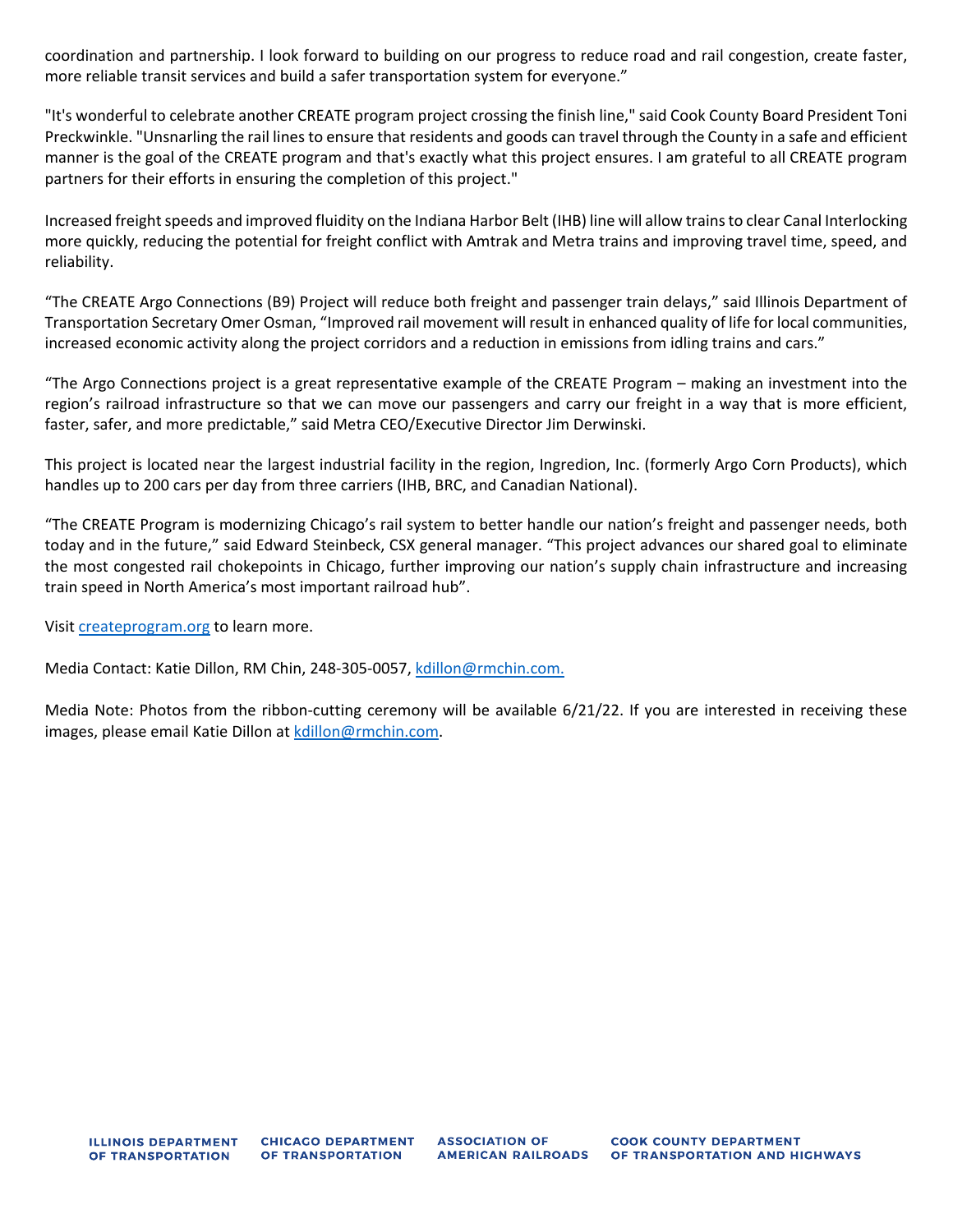coordination and partnership. I look forward to building on our progress to reduce road and rail congestion, create faster, more reliable transit services and build a safer transportation system for everyone."

"It's wonderful to celebrate another CREATE program project crossing the finish line," said Cook County Board President Toni Preckwinkle. "Unsnarling the rail lines to ensure that residents and goods can travel through the County in a safe and efficient manner is the goal of the CREATE program and that's exactly what this project ensures. I am grateful to all CREATE program partners for their efforts in ensuring the completion of this project."

Increased freight speeds and improved fluidity on the Indiana Harbor Belt (IHB) line will allow trains to clear Canal Interlocking more quickly, reducing the potential for freight conflict with Amtrak and Metra trains and improving travel time, speed, and reliability.

"The CREATE Argo Connections (B9) Project will reduce both freight and passenger train delays," said Illinois Department of Transportation Secretary Omer Osman, "Improved rail movement will result in enhanced quality of life for local communities, increased economic activity along the project corridors and a reduction in emissions from idling trains and cars."

"The Argo Connections project is a great representative example of the CREATE Program – making an investment into the region's railroad infrastructure so that we can move our passengers and carry our freight in a way that is more efficient, faster, safer, and more predictable," said Metra CEO/Executive Director Jim Derwinski.

This project is located near the largest industrial facility in the region, Ingredion, Inc. (formerly Argo Corn Products), which handles up to 200 cars per day from three carriers (IHB, BRC, and Canadian National).

"The CREATE Program is modernizing Chicago's rail system to better handle our nation's freight and passenger needs, both today and in the future," said Edward Steinbeck, CSX general manager. "This project advances our shared goal to eliminate the most congested rail chokepoints in Chicago, further improving our nation's supply chain infrastructure and increasing train speed in North America's most important railroad hub".

Visit createprogram.org to learn more.

Media Contact: Katie Dillon, RM Chin, 248-305-0057, kdillon@rmchin.com.

Media Note: Photos from the ribbon-cutting ceremony will be available 6/21/22. If you are interested in receiving these images, please email Katie Dillon at kdillon@rmchin.com.